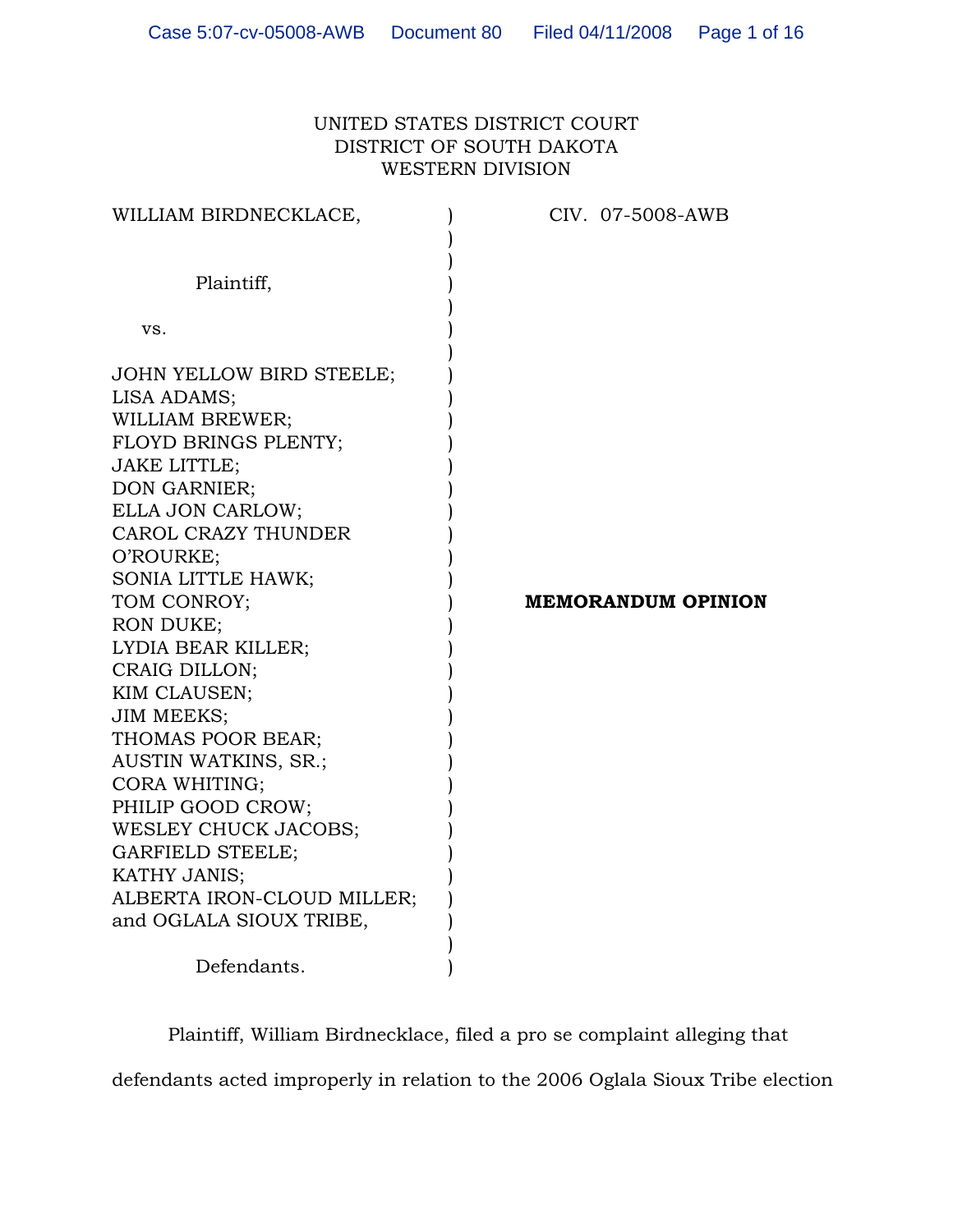UNITED STATES DISTRICT COURT
DISTRICT OF SOUTH DAKOTA
WESTERN DIVISION

| | |
|---|---|
| WILLIAM BIRDNECKLACE,<br><br>Plaintiff,<br><br>vs.<br><br>JOHN YELLOW BIRD STEELE;<br>LISA ADAMS;<br>WILLIAM BREWER;<br>FLOYD BRINGS PLENTY;<br>JAKE LITTLE;<br>DON GARNIER;<br>ELLA JON CARLOW;<br>CAROL CRAZY THUNDER O'ROURKE;<br>SONIA LITTLE HAWK;<br>TOM CONROY;<br>RON DUKE;<br>LYDIA BEAR KILLER;<br>CRAIG DILLON;<br>KIM CLAUSEN;<br>JIM MEEKS;<br>THOMAS POOR BEAR;<br>AUSTIN WATKINS, SR.;<br>CORA WHITING;<br>PHILIP GOOD CROW;<br>WESLEY CHUCK JACOBS;<br>GARFIELD STEELE;<br>KATHY JANIS;<br>ALBERTA IRON-CLOUD MILLER;<br>and OGLALA SIOUX TRIBE,<br><br>Defendants. | CIV. 07-5008-AWB<br><br><br><br><br><br><br><br><br><br><br><br><br><br>**MEMORANDUM OPINION** |

Plaintiff, William Birdnecklace, filed a pro se complaint alleging that defendants acted improperly in relation to the 2006 Oglala Sioux Tribe election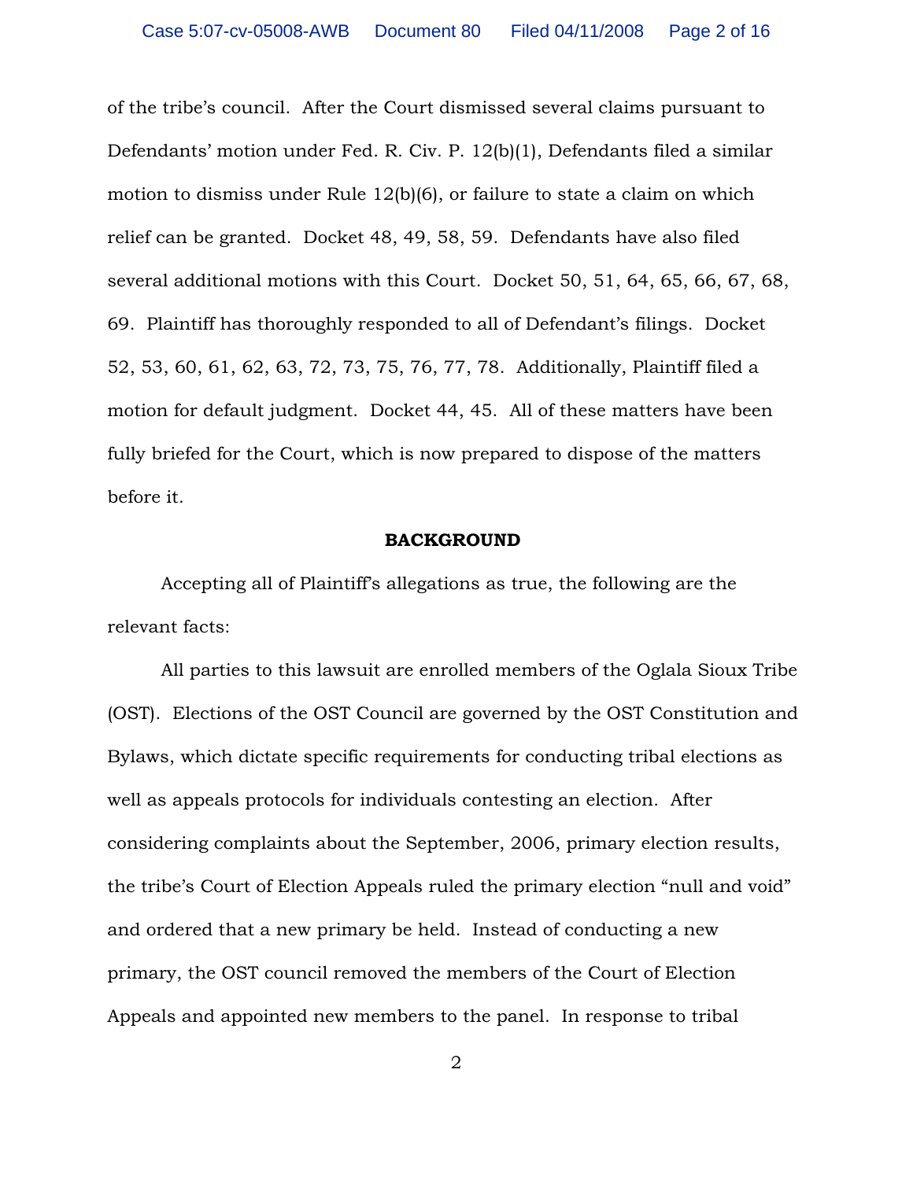of the tribe's council. After the Court dismissed several claims pursuant to Defendants' motion under Fed. R. Civ. P. 12(b)(1), Defendants filed a similar motion to dismiss under Rule 12(b)(6), or failure to state a claim on which relief can be granted. Docket 48, 49, 58, 59. Defendants have also filed several additional motions with this Court. Docket 50, 51, 64, 65, 66, 67, 68, 69. Plaintiff has thoroughly responded to all of Defendant's filings. Docket 52, 53, 60, 61, 62, 63, 72, 73, 75, 76, 77, 78. Additionally, Plaintiff filed a motion for default judgment. Docket 44, 45. All of these matters have been fully briefed for the Court, which is now prepared to dispose of the matters before it.

**BACKGROUND**

Accepting all of Plaintiff's allegations as true, the following are the relevant facts:

All parties to this lawsuit are enrolled members of the Oglala Sioux Tribe (OST). Elections of the OST Council are governed by the OST Constitution and Bylaws, which dictate specific requirements for conducting tribal elections as well as appeals protocols for individuals contesting an election. After considering complaints about the September, 2006, primary election results, the tribe's Court of Election Appeals ruled the primary election "null and void" and ordered that a new primary be held. Instead of conducting a new primary, the OST council removed the members of the Court of Election Appeals and appointed new members to the panel. In response to tribal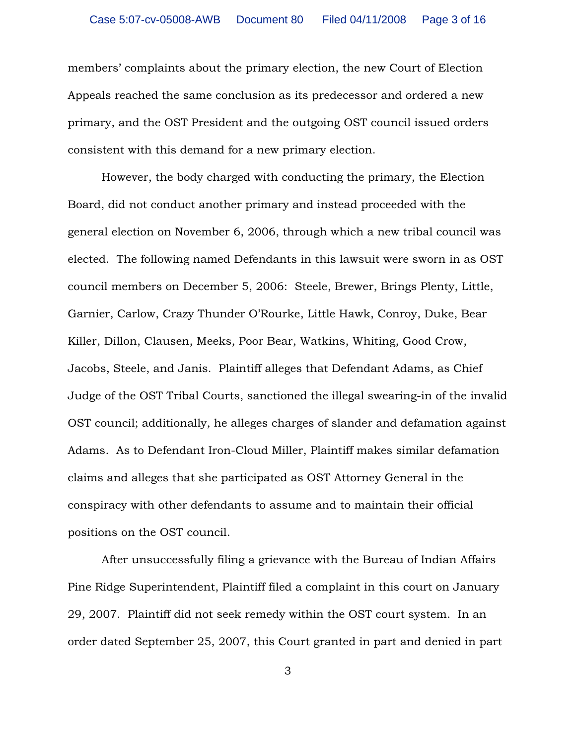members' complaints about the primary election, the new Court of Election Appeals reached the same conclusion as its predecessor and ordered a new primary, and the OST President and the outgoing OST council issued orders consistent with this demand for a new primary election.

However, the body charged with conducting the primary, the Election Board, did not conduct another primary and instead proceeded with the general election on November 6, 2006, through which a new tribal council was elected. The following named Defendants in this lawsuit were sworn in as OST council members on December 5, 2006: Steele, Brewer, Brings Plenty, Little, Garnier, Carlow, Crazy Thunder O'Rourke, Little Hawk, Conroy, Duke, Bear Killer, Dillon, Clausen, Meeks, Poor Bear, Watkins, Whiting, Good Crow, Jacobs, Steele, and Janis. Plaintiff alleges that Defendant Adams, as Chief Judge of the OST Tribal Courts, sanctioned the illegal swearing-in of the invalid OST council; additionally, he alleges charges of slander and defamation against Adams. As to Defendant Iron-Cloud Miller, Plaintiff makes similar defamation claims and alleges that she participated as OST Attorney General in the conspiracy with other defendants to assume and to maintain their official positions on the OST council.

After unsuccessfully filing a grievance with the Bureau of Indian Affairs Pine Ridge Superintendent, Plaintiff filed a complaint in this court on January 29, 2007. Plaintiff did not seek remedy within the OST court system. In an order dated September 25, 2007, this Court granted in part and denied in part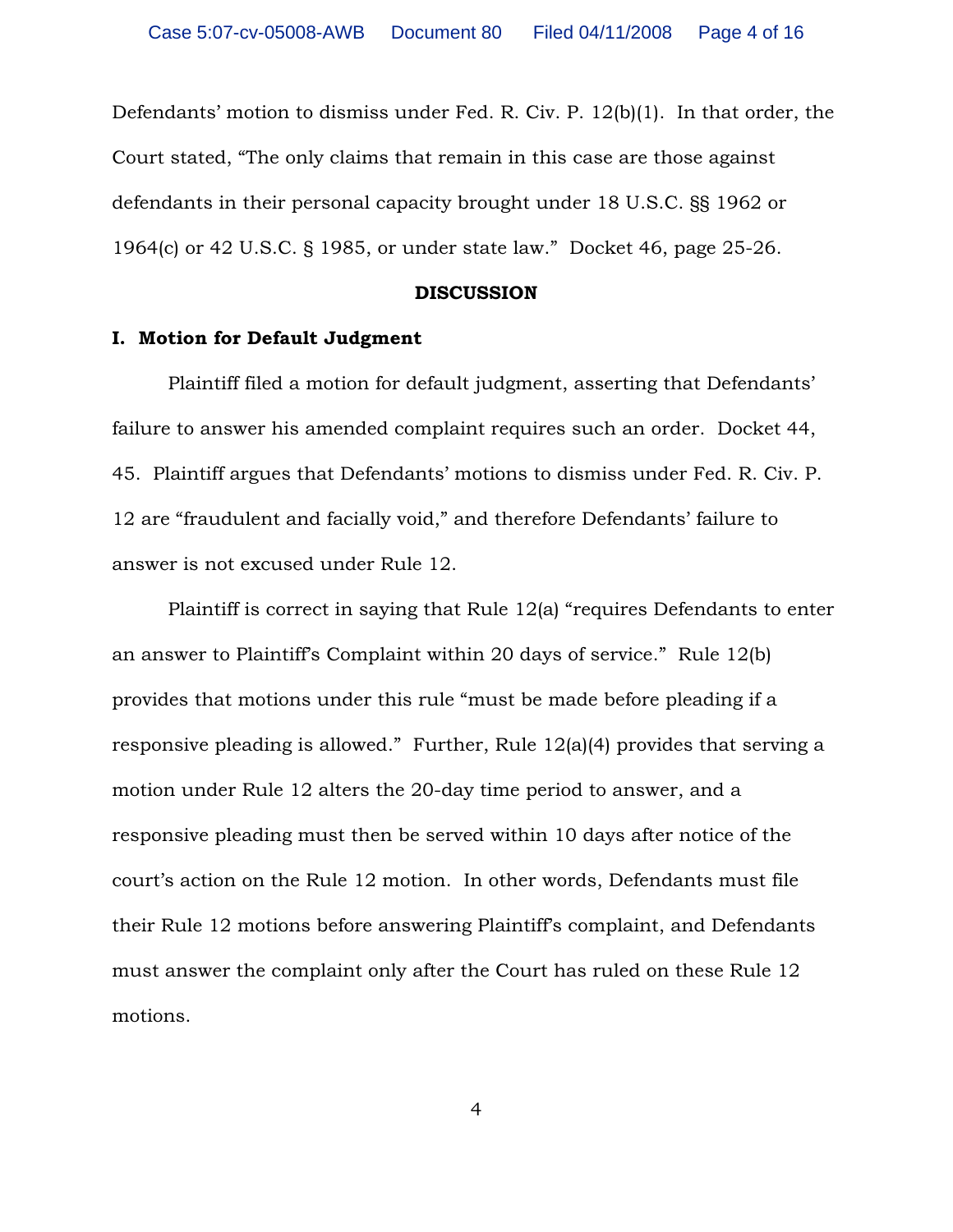Defendants' motion to dismiss under Fed. R. Civ. P. 12(b)(1). In that order, the Court stated, "The only claims that remain in this case are those against defendants in their personal capacity brought under 18 U.S.C. §§ 1962 or 1964(c) or 42 U.S.C. § 1985, or under state law." Docket 46, page 25-26.

**DISCUSSION**

**I. Motion for Default Judgment**

Plaintiff filed a motion for default judgment, asserting that Defendants' failure to answer his amended complaint requires such an order. Docket 44, 45. Plaintiff argues that Defendants' motions to dismiss under Fed. R. Civ. P. 12 are "fraudulent and facially void," and therefore Defendants' failure to answer is not excused under Rule 12.

Plaintiff is correct in saying that Rule 12(a) "requires Defendants to enter an answer to Plaintiff's Complaint within 20 days of service." Rule 12(b) provides that motions under this rule "must be made before pleading if a responsive pleading is allowed." Further, Rule 12(a)(4) provides that serving a motion under Rule 12 alters the 20-day time period to answer, and a responsive pleading must then be served within 10 days after notice of the court's action on the Rule 12 motion. In other words, Defendants must file their Rule 12 motions before answering Plaintiff's complaint, and Defendants must answer the complaint only after the Court has ruled on these Rule 12 motions.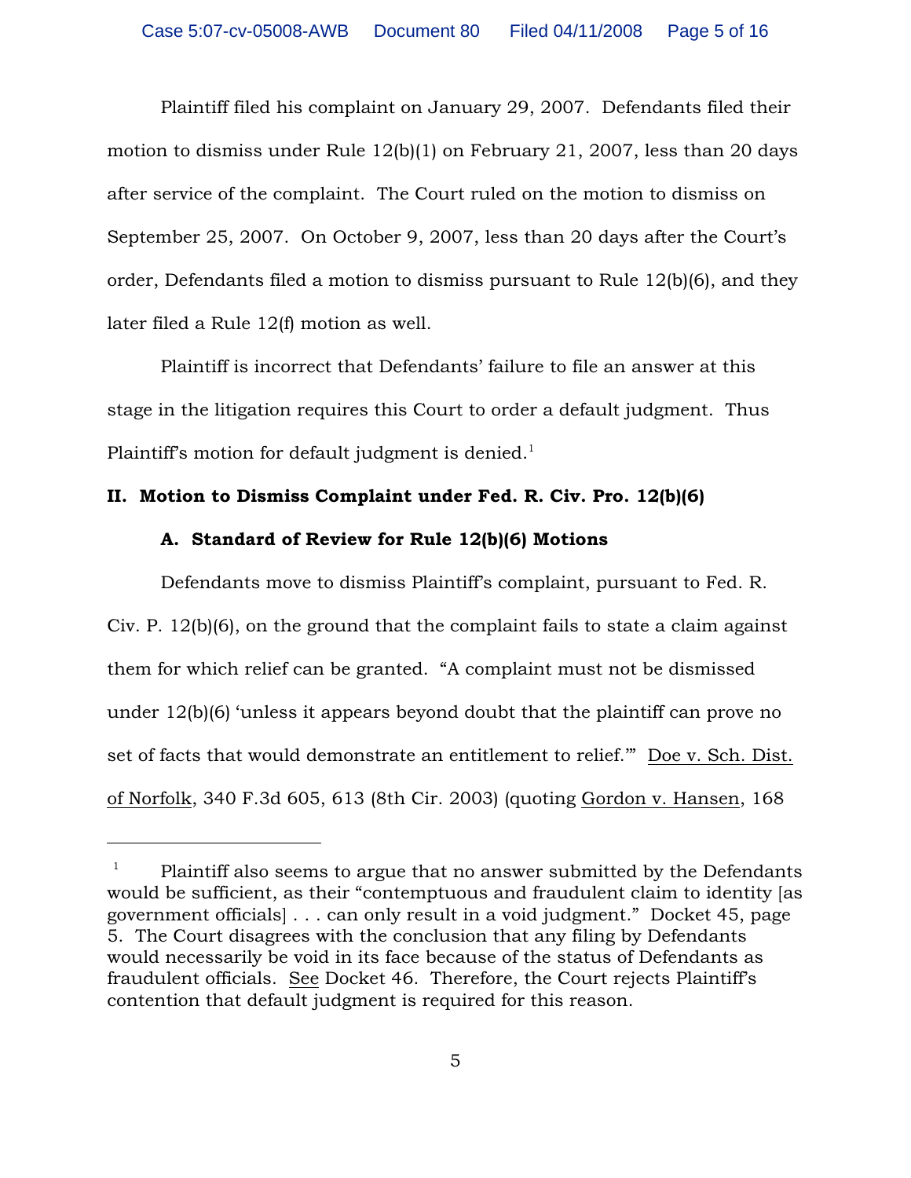Plaintiff filed his complaint on January 29, 2007. Defendants filed their motion to dismiss under Rule 12(b)(1) on February 21, 2007, less than 20 days after service of the complaint. The Court ruled on the motion to dismiss on September 25, 2007. On October 9, 2007, less than 20 days after the Court's order, Defendants filed a motion to dismiss pursuant to Rule 12(b)(6), and they later filed a Rule 12(f) motion as well.

Plaintiff is incorrect that Defendants' failure to file an answer at this stage in the litigation requires this Court to order a default judgment. Thus Plaintiff's motion for default judgment is denied.[1]

## II. Motion to Dismiss Complaint under Fed. R. Civ. Pro. 12(b)(6)

### A. Standard of Review for Rule 12(b)(6) Motions

Defendants move to dismiss Plaintiff's complaint, pursuant to Fed. R. Civ. P. 12(b)(6), on the ground that the complaint fails to state a claim against them for which relief can be granted. "A complaint must not be dismissed under 12(b)(6) 'unless it appears beyond doubt that the plaintiff can prove no set of facts that would demonstrate an entitlement to relief.'" Doe v. Sch. Dist. of Norfolk, 340 F.3d 605, 613 (8th Cir. 2003) (quoting Gordon v. Hansen, 168

---

[1] Plaintiff also seems to argue that no answer submitted by the Defendants would be sufficient, as their "contemptuous and fraudulent claim to identity [as government officials] . . . can only result in a void judgment." Docket 45, page 5. The Court disagrees with the conclusion that any filing by Defendants would necessarily be void in its face because of the status of Defendants as fraudulent officials. See Docket 46. Therefore, the Court rejects Plaintiff's contention that default judgment is required for this reason.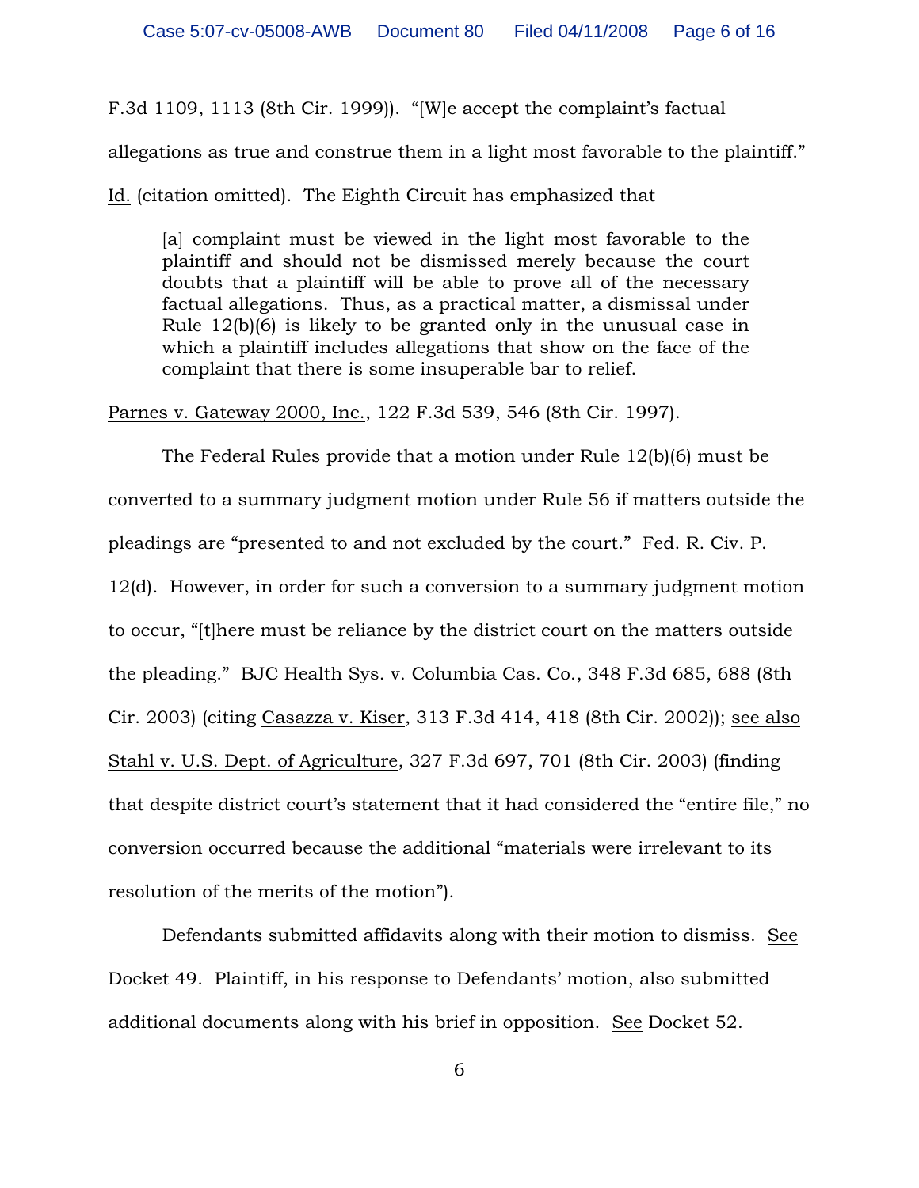F.3d 1109, 1113 (8th Cir. 1999)). "[W]e accept the complaint's factual allegations as true and construe them in a light most favorable to the plaintiff." Id. (citation omitted). The Eighth Circuit has emphasized that

> [a] complaint must be viewed in the light most favorable to the plaintiff and should not be dismissed merely because the court doubts that a plaintiff will be able to prove all of the necessary factual allegations. Thus, as a practical matter, a dismissal under Rule 12(b)(6) is likely to be granted only in the unusual case in which a plaintiff includes allegations that show on the face of the complaint that there is some insuperable bar to relief.

Parnes v. Gateway 2000, Inc., 122 F.3d 539, 546 (8th Cir. 1997).

The Federal Rules provide that a motion under Rule 12(b)(6) must be converted to a summary judgment motion under Rule 56 if matters outside the pleadings are "presented to and not excluded by the court." Fed. R. Civ. P. 12(d). However, in order for such a conversion to a summary judgment motion to occur, "[t]here must be reliance by the district court on the matters outside the pleading." BJC Health Sys. v. Columbia Cas. Co., 348 F.3d 685, 688 (8th Cir. 2003) (citing Casazza v. Kiser, 313 F.3d 414, 418 (8th Cir. 2002)); see also Stahl v. U.S. Dept. of Agriculture, 327 F.3d 697, 701 (8th Cir. 2003) (finding that despite district court's statement that it had considered the "entire file," no conversion occurred because the additional "materials were irrelevant to its resolution of the merits of the motion").

Defendants submitted affidavits along with their motion to dismiss. See Docket 49. Plaintiff, in his response to Defendants' motion, also submitted additional documents along with his brief in opposition. See Docket 52.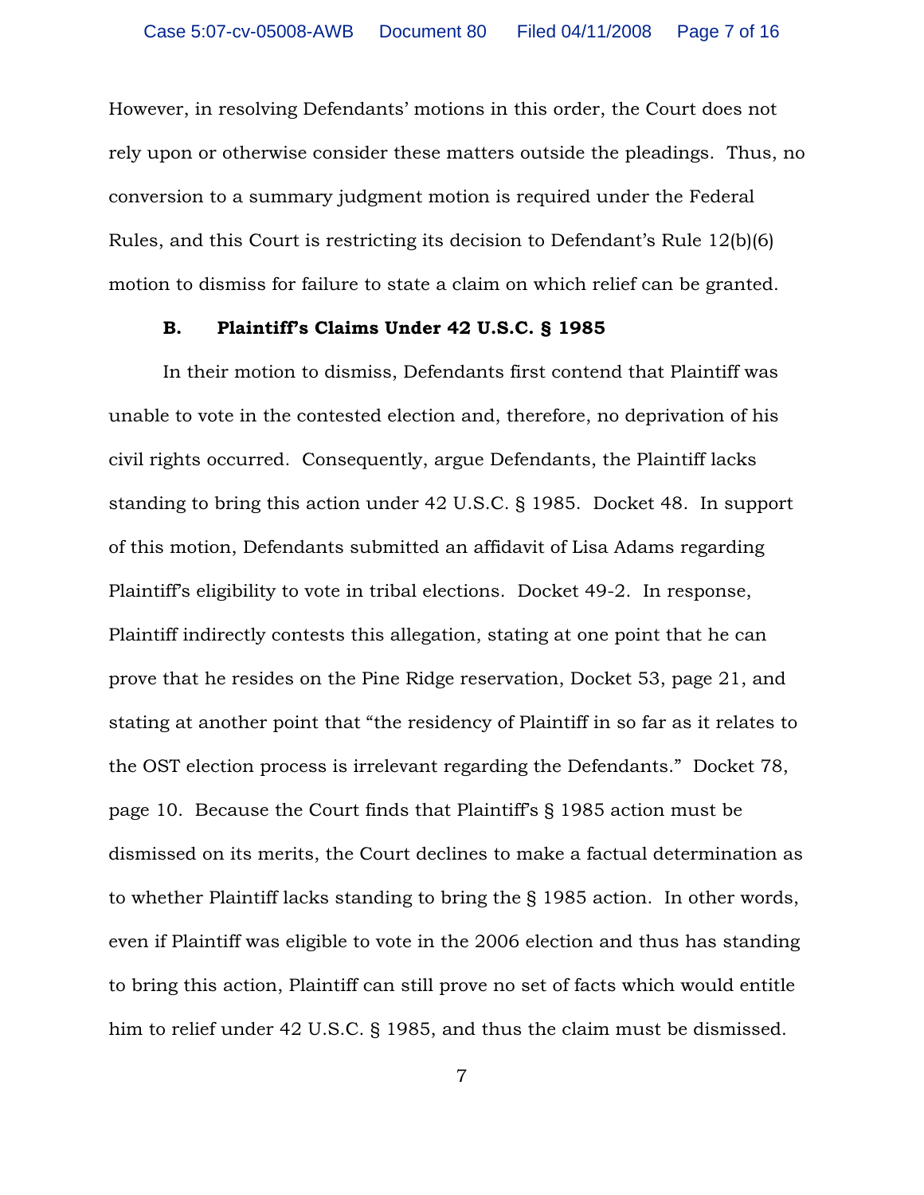However, in resolving Defendants' motions in this order, the Court does not rely upon or otherwise consider these matters outside the pleadings. Thus, no conversion to a summary judgment motion is required under the Federal Rules, and this Court is restricting its decision to Defendant's Rule 12(b)(6) motion to dismiss for failure to state a claim on which relief can be granted.

**B. Plaintiff's Claims Under 42 U.S.C. § 1985**

In their motion to dismiss, Defendants first contend that Plaintiff was unable to vote in the contested election and, therefore, no deprivation of his civil rights occurred. Consequently, argue Defendants, the Plaintiff lacks standing to bring this action under 42 U.S.C. § 1985. Docket 48. In support of this motion, Defendants submitted an affidavit of Lisa Adams regarding Plaintiff's eligibility to vote in tribal elections. Docket 49-2. In response, Plaintiff indirectly contests this allegation, stating at one point that he can prove that he resides on the Pine Ridge reservation, Docket 53, page 21, and stating at another point that "the residency of Plaintiff in so far as it relates to the OST election process is irrelevant regarding the Defendants." Docket 78, page 10. Because the Court finds that Plaintiff's § 1985 action must be dismissed on its merits, the Court declines to make a factual determination as to whether Plaintiff lacks standing to bring the § 1985 action. In other words, even if Plaintiff was eligible to vote in the 2006 election and thus has standing to bring this action, Plaintiff can still prove no set of facts which would entitle him to relief under 42 U.S.C. § 1985, and thus the claim must be dismissed.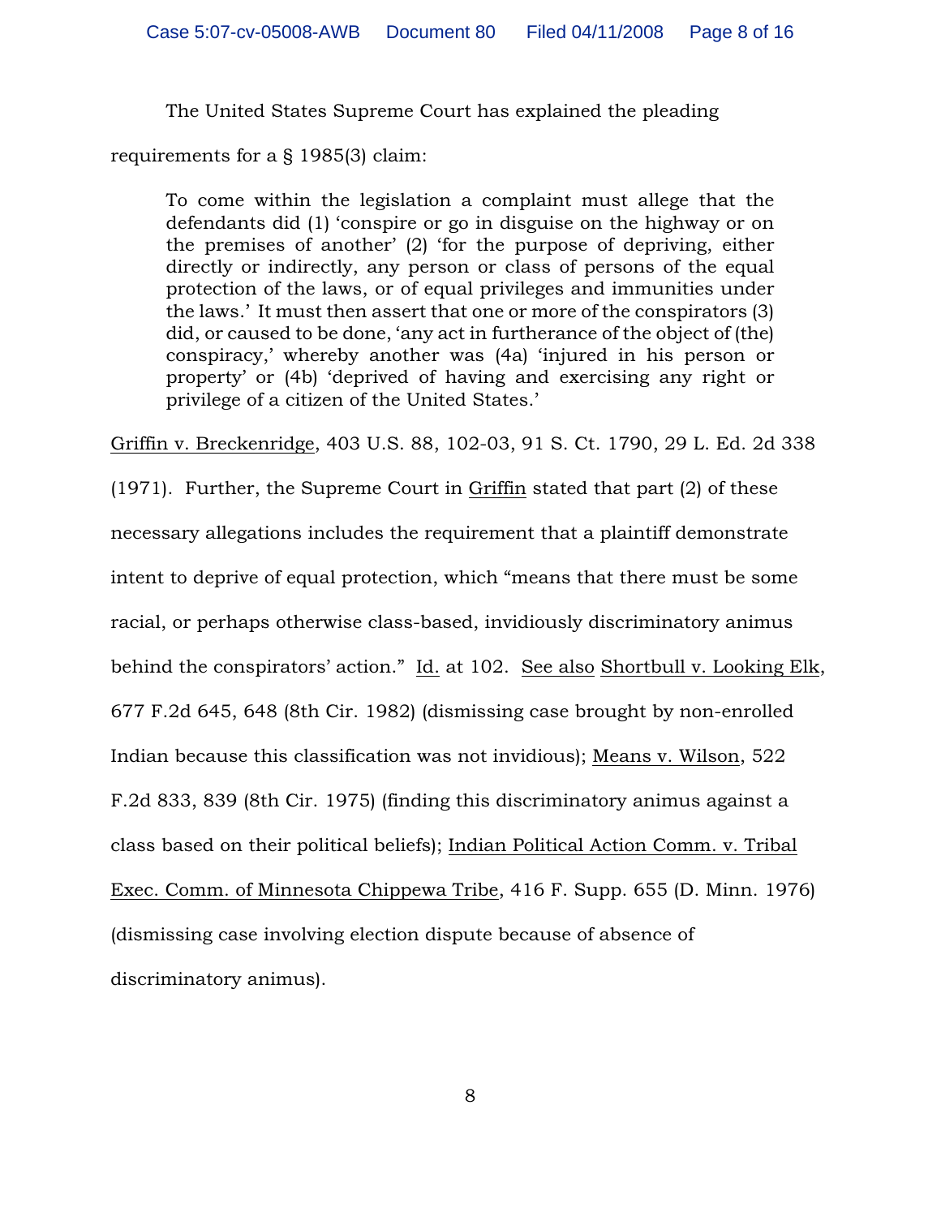The United States Supreme Court has explained the pleading requirements for a § 1985(3) claim:

> To come within the legislation a complaint must allege that the defendants did (1) 'conspire or go in disguise on the highway or on the premises of another' (2) 'for the purpose of depriving, either directly or indirectly, any person or class of persons of the equal protection of the laws, or of equal privileges and immunities under the laws.' It must then assert that one or more of the conspirators (3) did, or caused to be done, 'any act in furtherance of the object of (the) conspiracy,' whereby another was (4a) 'injured in his person or property' or (4b) 'deprived of having and exercising any right or privilege of a citizen of the United States.'

Griffin v. Breckenridge, 403 U.S. 88, 102-03, 91 S. Ct. 1790, 29 L. Ed. 2d 338 (1971). Further, the Supreme Court in Griffin stated that part (2) of these necessary allegations includes the requirement that a plaintiff demonstrate intent to deprive of equal protection, which "means that there must be some racial, or perhaps otherwise class-based, invidiously discriminatory animus behind the conspirators' action." Id. at 102. See also Shortbull v. Looking Elk, 677 F.2d 645, 648 (8th Cir. 1982) (dismissing case brought by non-enrolled Indian because this classification was not invidious); Means v. Wilson, 522 F.2d 833, 839 (8th Cir. 1975) (finding this discriminatory animus against a class based on their political beliefs); Indian Political Action Comm. v. Tribal Exec. Comm. of Minnesota Chippewa Tribe, 416 F. Supp. 655 (D. Minn. 1976) (dismissing case involving election dispute because of absence of discriminatory animus).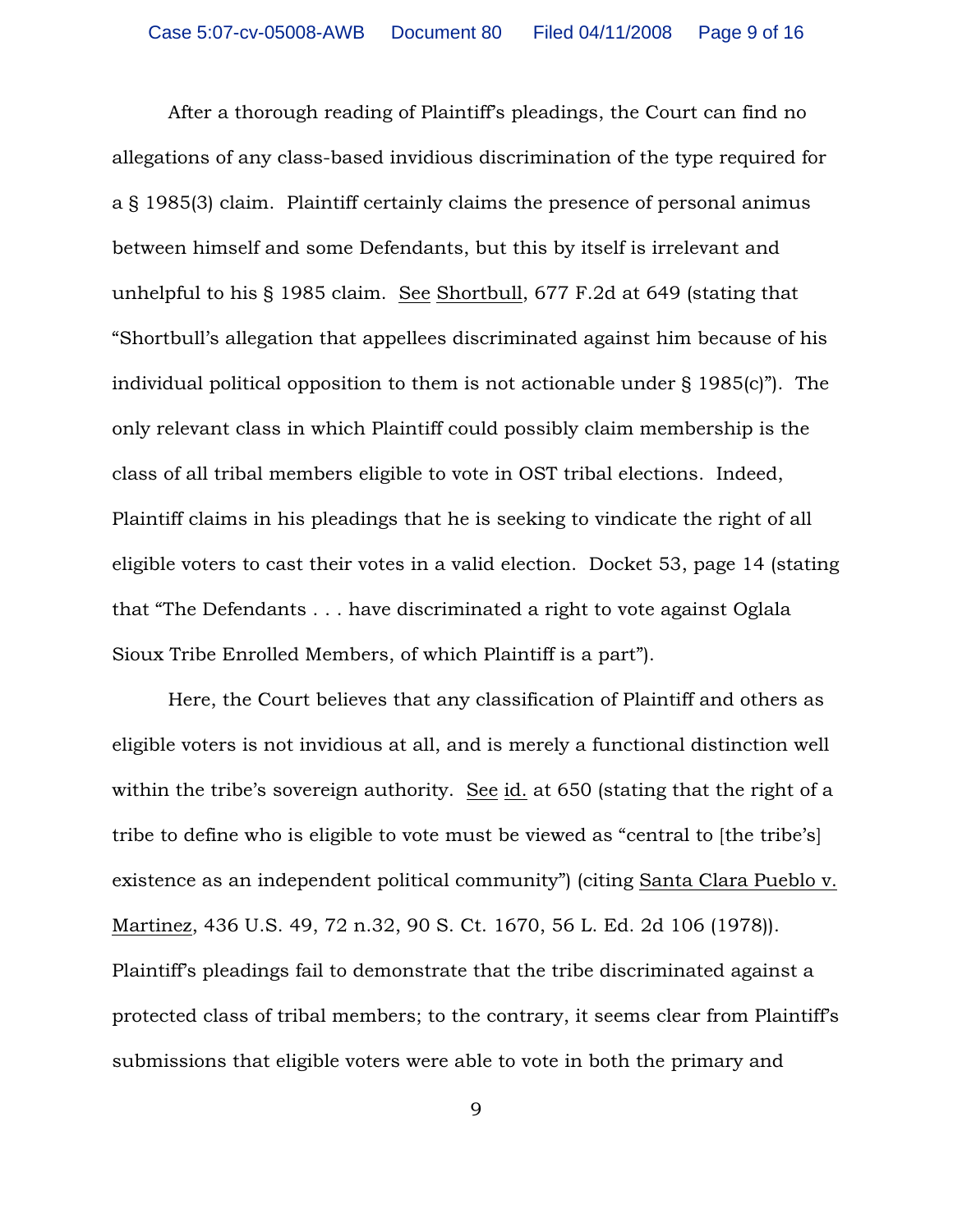After a thorough reading of Plaintiff's pleadings, the Court can find no allegations of any class-based invidious discrimination of the type required for a § 1985(3) claim. Plaintiff certainly claims the presence of personal animus between himself and some Defendants, but this by itself is irrelevant and unhelpful to his § 1985 claim. See Shortbull, 677 F.2d at 649 (stating that "Shortbull's allegation that appellees discriminated against him because of his individual political opposition to them is not actionable under § 1985(c)"). The only relevant class in which Plaintiff could possibly claim membership is the class of all tribal members eligible to vote in OST tribal elections. Indeed, Plaintiff claims in his pleadings that he is seeking to vindicate the right of all eligible voters to cast their votes in a valid election. Docket 53, page 14 (stating that "The Defendants . . . have discriminated a right to vote against Oglala Sioux Tribe Enrolled Members, of which Plaintiff is a part").

Here, the Court believes that any classification of Plaintiff and others as eligible voters is not invidious at all, and is merely a functional distinction well within the tribe's sovereign authority. See id. at 650 (stating that the right of a tribe to define who is eligible to vote must be viewed as "central to [the tribe's] existence as an independent political community") (citing Santa Clara Pueblo v. Martinez, 436 U.S. 49, 72 n.32, 90 S. Ct. 1670, 56 L. Ed. 2d 106 (1978)). Plaintiff's pleadings fail to demonstrate that the tribe discriminated against a protected class of tribal members; to the contrary, it seems clear from Plaintiff's submissions that eligible voters were able to vote in both the primary and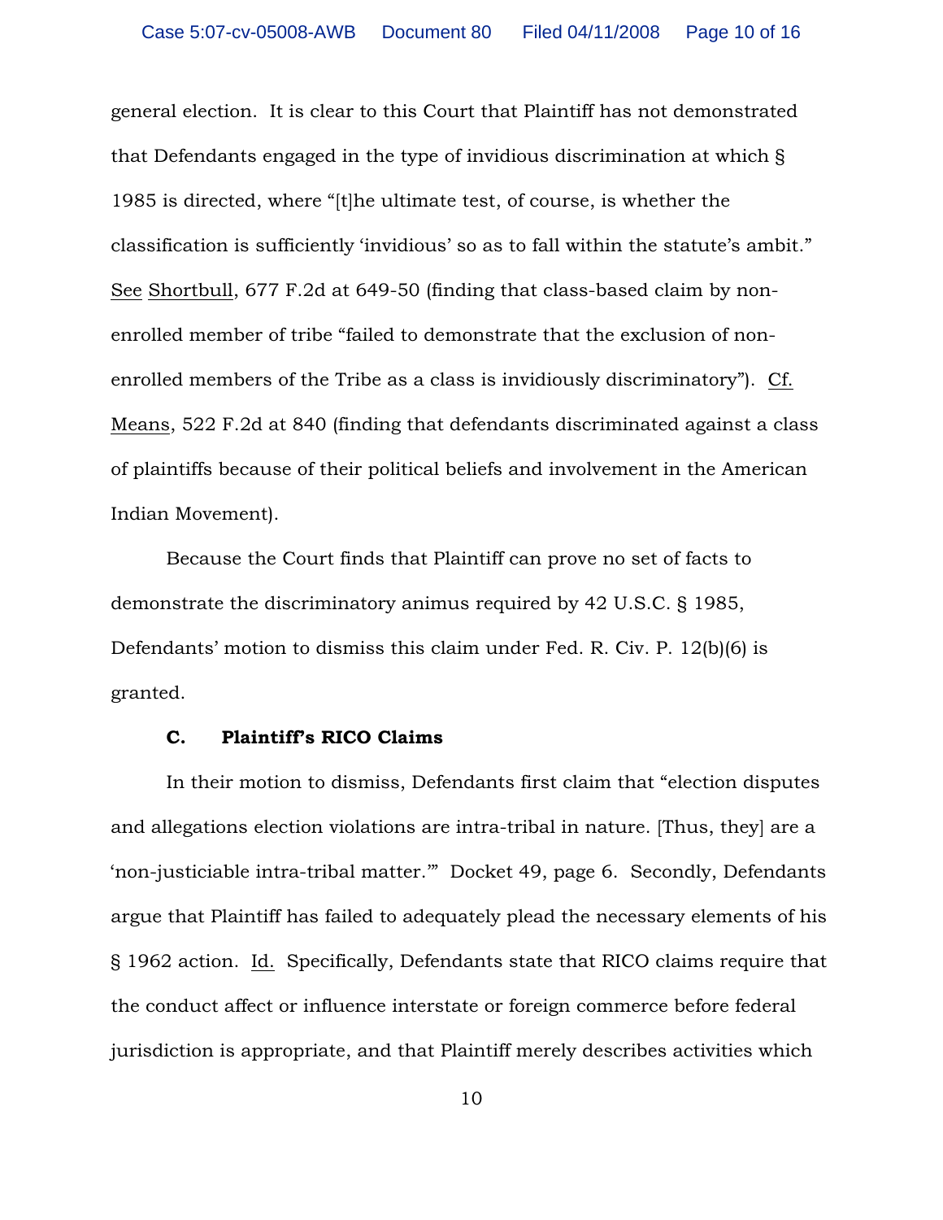general election. It is clear to this Court that Plaintiff has not demonstrated that Defendants engaged in the type of invidious discrimination at which § 1985 is directed, where "[t]he ultimate test, of course, is whether the classification is sufficiently 'invidious' so as to fall within the statute's ambit." See Shortbull, 677 F.2d at 649-50 (finding that class-based claim by non-enrolled member of tribe "failed to demonstrate that the exclusion of non-enrolled members of the Tribe as a class is invidiously discriminatory"). Cf. Means, 522 F.2d at 840 (finding that defendants discriminated against a class of plaintiffs because of their political beliefs and involvement in the American Indian Movement).

Because the Court finds that Plaintiff can prove no set of facts to demonstrate the discriminatory animus required by 42 U.S.C. § 1985, Defendants' motion to dismiss this claim under Fed. R. Civ. P. 12(b)(6) is granted.

**C. Plaintiff's RICO Claims**

In their motion to dismiss, Defendants first claim that "election disputes and allegations election violations are intra-tribal in nature. [Thus, they] are a 'non-justiciable intra-tribal matter.'" Docket 49, page 6. Secondly, Defendants argue that Plaintiff has failed to adequately plead the necessary elements of his § 1962 action. Id. Specifically, Defendants state that RICO claims require that the conduct affect or influence interstate or foreign commerce before federal jurisdiction is appropriate, and that Plaintiff merely describes activities which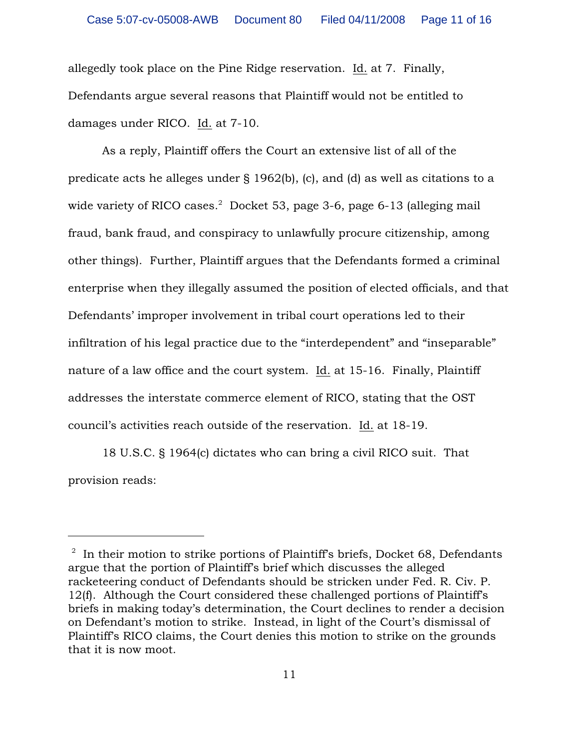allegedly took place on the Pine Ridge reservation. Id. at 7. Finally, Defendants argue several reasons that Plaintiff would not be entitled to damages under RICO. Id. at 7-10.

As a reply, Plaintiff offers the Court an extensive list of all of the predicate acts he alleges under § 1962(b), (c), and (d) as well as citations to a wide variety of RICO cases.[2] Docket 53, page 3-6, page 6-13 (alleging mail fraud, bank fraud, and conspiracy to unlawfully procure citizenship, among other things). Further, Plaintiff argues that the Defendants formed a criminal enterprise when they illegally assumed the position of elected officials, and that Defendants' improper involvement in tribal court operations led to their infiltration of his legal practice due to the "interdependent" and "inseparable" nature of a law office and the court system. Id. at 15-16. Finally, Plaintiff addresses the interstate commerce element of RICO, stating that the OST council's activities reach outside of the reservation. Id. at 18-19.

18 U.S.C. § 1964(c) dictates who can bring a civil RICO suit. That provision reads:

---

[2] In their motion to strike portions of Plaintiff's briefs, Docket 68, Defendants argue that the portion of Plaintiff's brief which discusses the alleged racketeering conduct of Defendants should be stricken under Fed. R. Civ. P. 12(f). Although the Court considered these challenged portions of Plaintiff's briefs in making today's determination, the Court declines to render a decision on Defendant's motion to strike. Instead, in light of the Court's dismissal of Plaintiff's RICO claims, the Court denies this motion to strike on the grounds that it is now moot.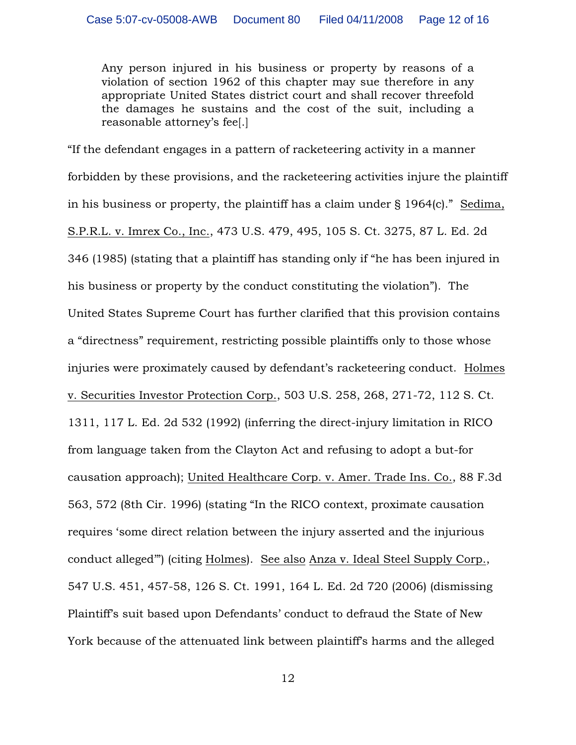> Any person injured in his business or property by reasons of a violation of section 1962 of this chapter may sue therefore in any appropriate United States district court and shall recover threefold the damages he sustains and the cost of the suit, including a reasonable attorney's fee[.]

"If the defendant engages in a pattern of racketeering activity in a manner forbidden by these provisions, and the racketeering activities injure the plaintiff in his business or property, the plaintiff has a claim under § 1964(c)." Sedima, S.P.R.L. v. Imrex Co., Inc., 473 U.S. 479, 495, 105 S. Ct. 3275, 87 L. Ed. 2d 346 (1985) (stating that a plaintiff has standing only if "he has been injured in his business or property by the conduct constituting the violation"). The United States Supreme Court has further clarified that this provision contains a "directness" requirement, restricting possible plaintiffs only to those whose injuries were proximately caused by defendant's racketeering conduct. Holmes v. Securities Investor Protection Corp., 503 U.S. 258, 268, 271-72, 112 S. Ct. 1311, 117 L. Ed. 2d 532 (1992) (inferring the direct-injury limitation in RICO from language taken from the Clayton Act and refusing to adopt a but-for causation approach); United Healthcare Corp. v. Amer. Trade Ins. Co., 88 F.3d 563, 572 (8th Cir. 1996) (stating "In the RICO context, proximate causation requires 'some direct relation between the injury asserted and the injurious conduct alleged'") (citing Holmes). See also Anza v. Ideal Steel Supply Corp., 547 U.S. 451, 457-58, 126 S. Ct. 1991, 164 L. Ed. 2d 720 (2006) (dismissing Plaintiff's suit based upon Defendants' conduct to defraud the State of New York because of the attenuated link between plaintiff's harms and the alleged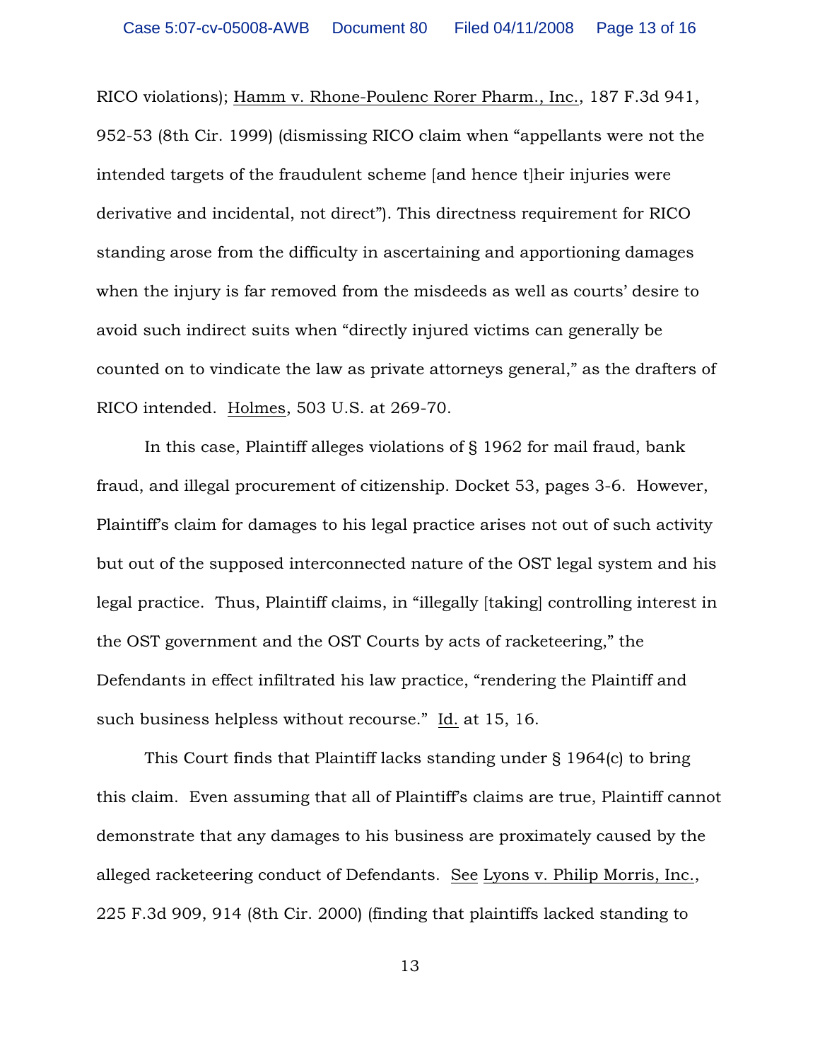RICO violations); Hamm v. Rhone-Poulenc Rorer Pharm., Inc., 187 F.3d 941, 952-53 (8th Cir. 1999) (dismissing RICO claim when "appellants were not the intended targets of the fraudulent scheme [and hence t]heir injuries were derivative and incidental, not direct"). This directness requirement for RICO standing arose from the difficulty in ascertaining and apportioning damages when the injury is far removed from the misdeeds as well as courts' desire to avoid such indirect suits when "directly injured victims can generally be counted on to vindicate the law as private attorneys general," as the drafters of RICO intended. Holmes, 503 U.S. at 269-70.

In this case, Plaintiff alleges violations of § 1962 for mail fraud, bank fraud, and illegal procurement of citizenship. Docket 53, pages 3-6. However, Plaintiff's claim for damages to his legal practice arises not out of such activity but out of the supposed interconnected nature of the OST legal system and his legal practice. Thus, Plaintiff claims, in "illegally [taking] controlling interest in the OST government and the OST Courts by acts of racketeering," the Defendants in effect infiltrated his law practice, "rendering the Plaintiff and such business helpless without recourse." Id. at 15, 16.

This Court finds that Plaintiff lacks standing under § 1964(c) to bring this claim. Even assuming that all of Plaintiff's claims are true, Plaintiff cannot demonstrate that any damages to his business are proximately caused by the alleged racketeering conduct of Defendants. See Lyons v. Philip Morris, Inc., 225 F.3d 909, 914 (8th Cir. 2000) (finding that plaintiffs lacked standing to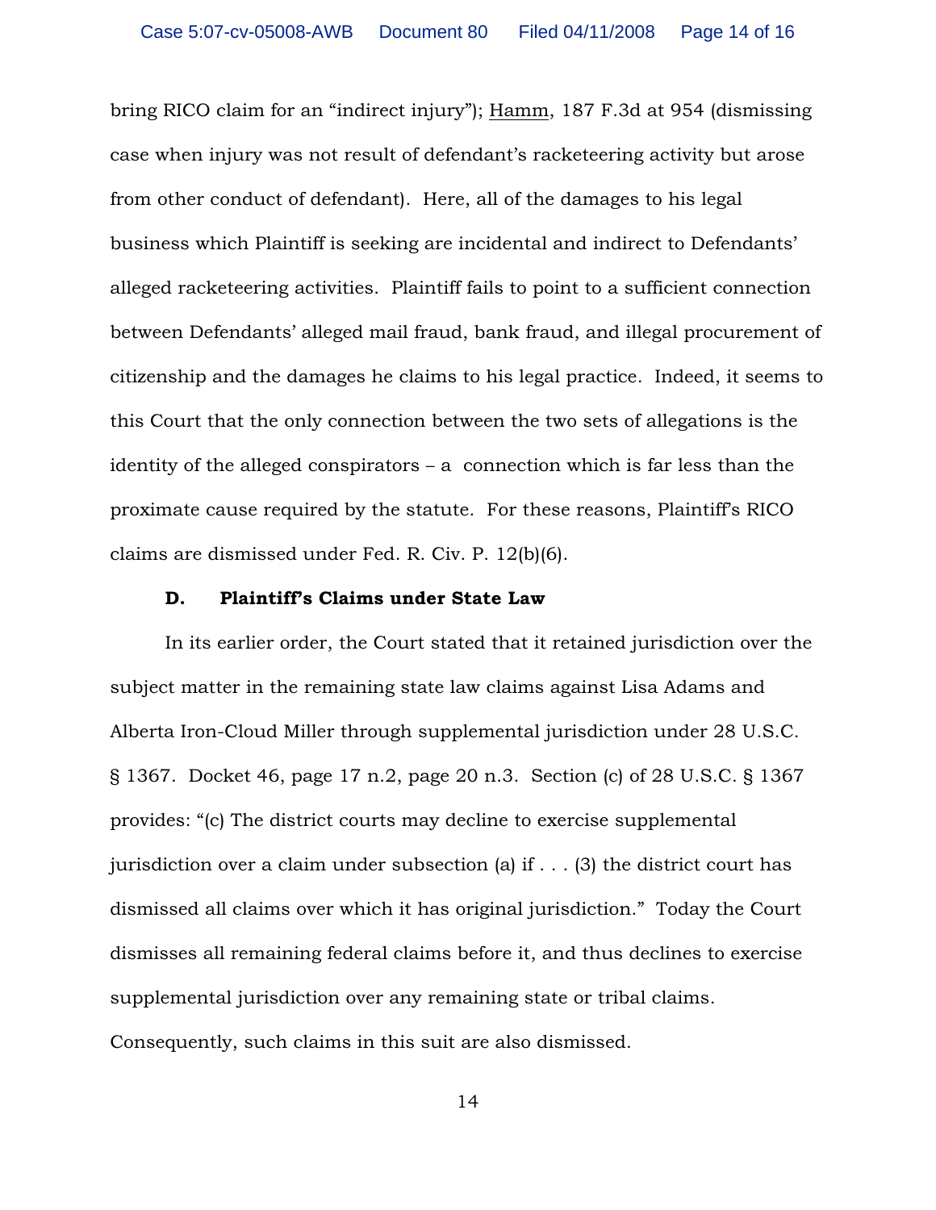bring RICO claim for an "indirect injury"); Hamm, 187 F.3d at 954 (dismissing case when injury was not result of defendant's racketeering activity but arose from other conduct of defendant). Here, all of the damages to his legal business which Plaintiff is seeking are incidental and indirect to Defendants' alleged racketeering activities. Plaintiff fails to point to a sufficient connection between Defendants' alleged mail fraud, bank fraud, and illegal procurement of citizenship and the damages he claims to his legal practice. Indeed, it seems to this Court that the only connection between the two sets of allegations is the identity of the alleged conspirators – a connection which is far less than the proximate cause required by the statute. For these reasons, Plaintiff's RICO claims are dismissed under Fed. R. Civ. P. 12(b)(6).

### D. Plaintiff's Claims under State Law

In its earlier order, the Court stated that it retained jurisdiction over the subject matter in the remaining state law claims against Lisa Adams and Alberta Iron-Cloud Miller through supplemental jurisdiction under 28 U.S.C. § 1367. Docket 46, page 17 n.2, page 20 n.3. Section (c) of 28 U.S.C. § 1367 provides: "(c) The district courts may decline to exercise supplemental jurisdiction over a claim under subsection (a) if . . . (3) the district court has dismissed all claims over which it has original jurisdiction." Today the Court dismisses all remaining federal claims before it, and thus declines to exercise supplemental jurisdiction over any remaining state or tribal claims. Consequently, such claims in this suit are also dismissed.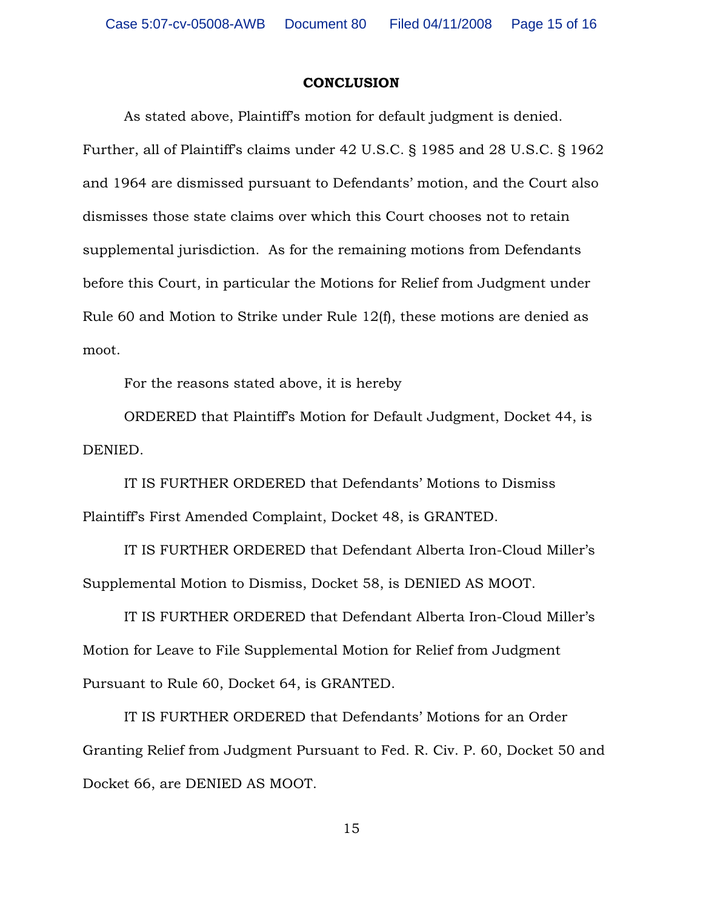## CONCLUSION

As stated above, Plaintiff's motion for default judgment is denied. Further, all of Plaintiff's claims under 42 U.S.C. § 1985 and 28 U.S.C. § 1962 and 1964 are dismissed pursuant to Defendants' motion, and the Court also dismisses those state claims over which this Court chooses not to retain supplemental jurisdiction. As for the remaining motions from Defendants before this Court, in particular the Motions for Relief from Judgment under Rule 60 and Motion to Strike under Rule 12(f), these motions are denied as moot.

For the reasons stated above, it is hereby

ORDERED that Plaintiff's Motion for Default Judgment, Docket 44, is DENIED.

IT IS FURTHER ORDERED that Defendants' Motions to Dismiss Plaintiff's First Amended Complaint, Docket 48, is GRANTED.

IT IS FURTHER ORDERED that Defendant Alberta Iron-Cloud Miller's Supplemental Motion to Dismiss, Docket 58, is DENIED AS MOOT.

IT IS FURTHER ORDERED that Defendant Alberta Iron-Cloud Miller's Motion for Leave to File Supplemental Motion for Relief from Judgment Pursuant to Rule 60, Docket 64, is GRANTED.

IT IS FURTHER ORDERED that Defendants' Motions for an Order Granting Relief from Judgment Pursuant to Fed. R. Civ. P. 60, Docket 50 and Docket 66, are DENIED AS MOOT.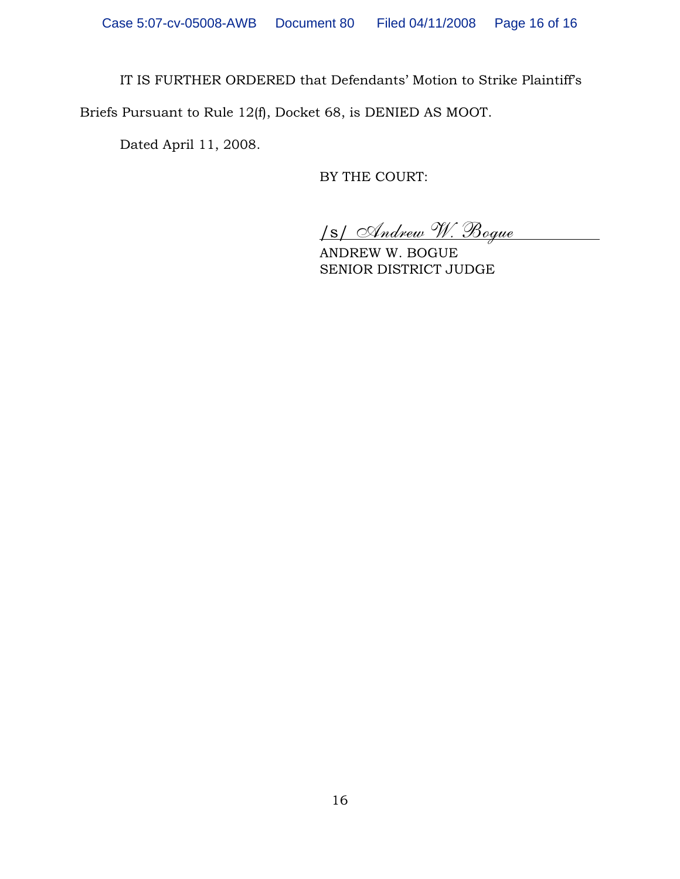IT IS FURTHER ORDERED that Defendants' Motion to Strike Plaintiff's Briefs Pursuant to Rule 12(f), Docket 68, is DENIED AS MOOT.

Dated April 11, 2008.

BY THE COURT:

/s/ *Andrew W. Bogue*

ANDREW W. BOGUE
SENIOR DISTRICT JUDGE